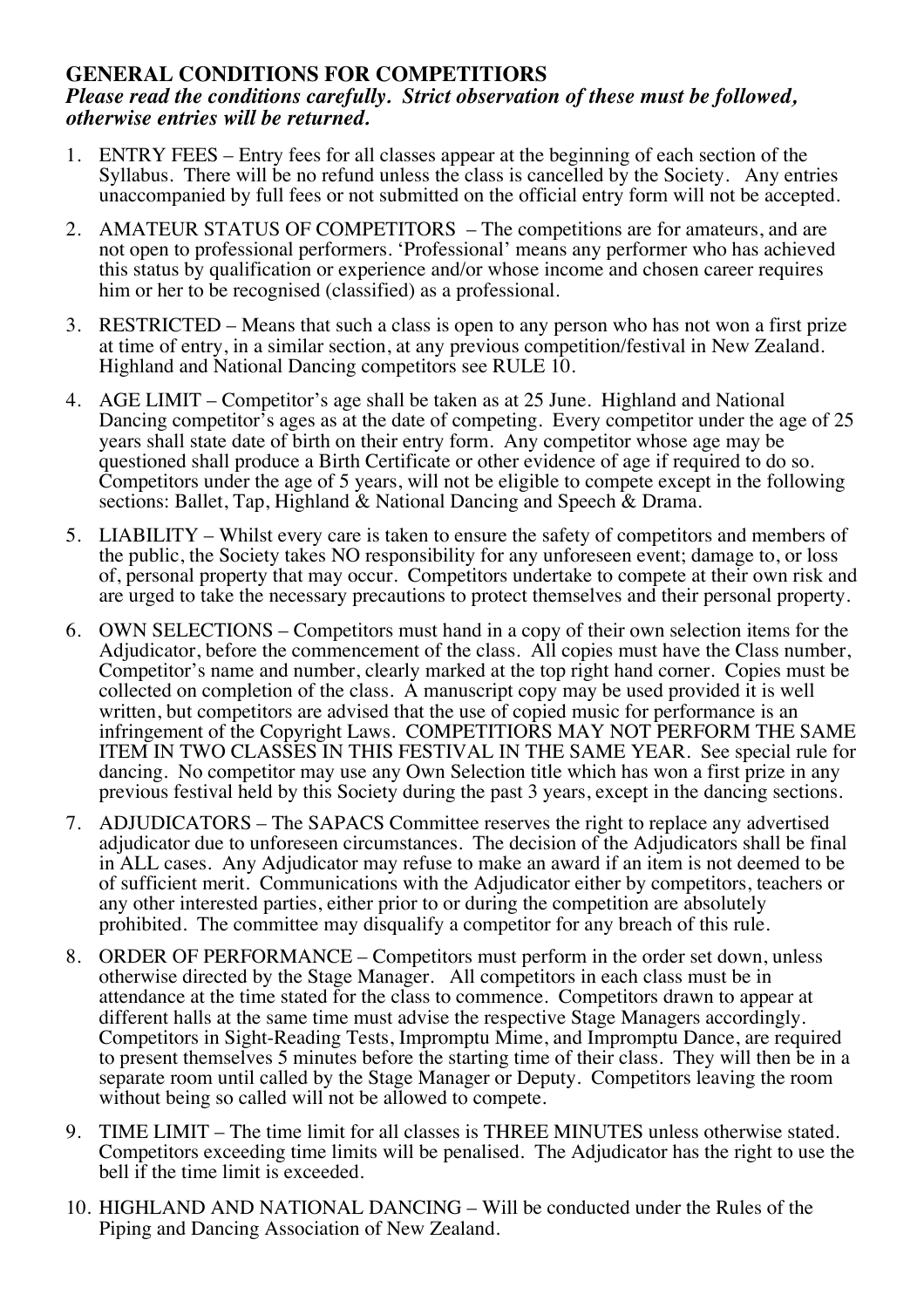## GENERAL CONDITIONS FOR COMPETITIORS

***Please read the conditions carefully. Strict observation of these must be followed, otherwise entries will be returned.***

1. ENTRY FEES – Entry fees for all classes appear at the beginning of each section of the Syllabus. There will be no refund unless the class is cancelled by the Society. Any entries unaccompanied by full fees or not submitted on the official entry form will not be accepted.

2. AMATEUR STATUS OF COMPETITORS – The competitions are for amateurs, and are not open to professional performers. 'Professional' means any performer who has achieved this status by qualification or experience and/or whose income and chosen career requires him or her to be recognised (classified) as a professional.

3. RESTRICTED – Means that such a class is open to any person who has not won a first prize at time of entry, in a similar section, at any previous competition/festival in New Zealand. Highland and National Dancing competitors see RULE 10.

4. AGE LIMIT – Competitor's age shall be taken as at 25 June. Highland and National Dancing competitor's ages as at the date of competing. Every competitor under the age of 25 years shall state date of birth on their entry form. Any competitor whose age may be questioned shall produce a Birth Certificate or other evidence of age if required to do so. Competitors under the age of 5 years, will not be eligible to compete except in the following sections: Ballet, Tap, Highland & National Dancing and Speech & Drama.

5. LIABILITY – Whilst every care is taken to ensure the safety of competitors and members of the public, the Society takes NO responsibility for any unforeseen event; damage to, or loss of, personal property that may occur. Competitors undertake to compete at their own risk and are urged to take the necessary precautions to protect themselves and their personal property.

6. OWN SELECTIONS – Competitors must hand in a copy of their own selection items for the Adjudicator, before the commencement of the class. All copies must have the Class number, Competitor's name and number, clearly marked at the top right hand corner. Copies must be collected on completion of the class. A manuscript copy may be used provided it is well written, but competitors are advised that the use of copied music for performance is an infringement of the Copyright Laws. COMPETITIORS MAY NOT PERFORM THE SAME ITEM IN TWO CLASSES IN THIS FESTIVAL IN THE SAME YEAR. See special rule for dancing. No competitor may use any Own Selection title which has won a first prize in any previous festival held by this Society during the past 3 years, except in the dancing sections.

7. ADJUDICATORS – The SAPACS Committee reserves the right to replace any advertised adjudicator due to unforeseen circumstances. The decision of the Adjudicators shall be final in ALL cases. Any Adjudicator may refuse to make an award if an item is not deemed to be of sufficient merit. Communications with the Adjudicator either by competitors, teachers or any other interested parties, either prior to or during the competition are absolutely prohibited. The committee may disqualify a competitor for any breach of this rule.

8. ORDER OF PERFORMANCE – Competitors must perform in the order set down, unless otherwise directed by the Stage Manager. All competitors in each class must be in attendance at the time stated for the class to commence. Competitors drawn to appear at different halls at the same time must advise the respective Stage Managers accordingly. Competitors in Sight-Reading Tests, Impromptu Mime, and Impromptu Dance, are required to present themselves 5 minutes before the starting time of their class. They will then be in a separate room until called by the Stage Manager or Deputy. Competitors leaving the room without being so called will not be allowed to compete.

9. TIME LIMIT – The time limit for all classes is THREE MINUTES unless otherwise stated. Competitors exceeding time limits will be penalised. The Adjudicator has the right to use the bell if the time limit is exceeded.

10. HIGHLAND AND NATIONAL DANCING – Will be conducted under the Rules of the Piping and Dancing Association of New Zealand.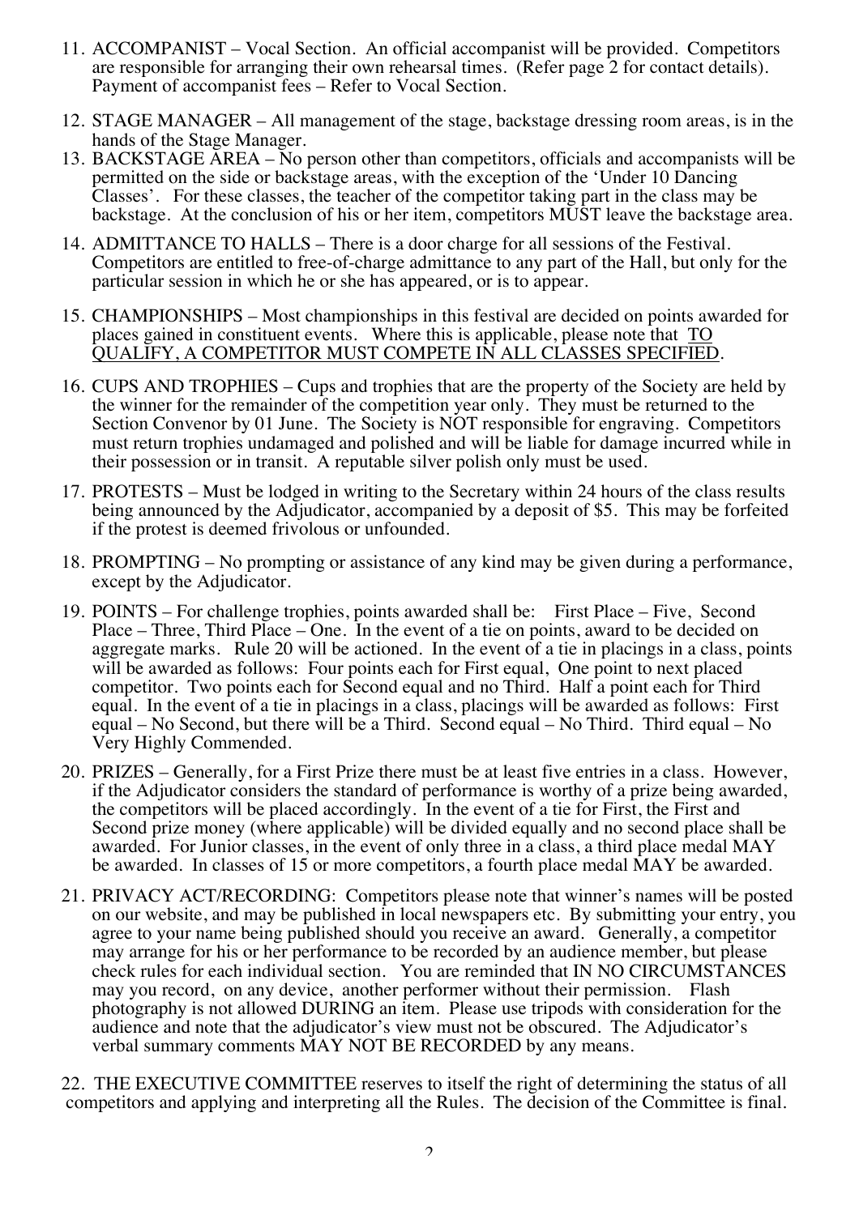11. ACCOMPANIST – Vocal Section. An official accompanist will be provided. Competitors are responsible for arranging their own rehearsal times. (Refer page 2 for contact details). Payment of accompanist fees – Refer to Vocal Section.

12. STAGE MANAGER – All management of the stage, backstage dressing room areas, is in the hands of the Stage Manager.

13. BACKSTAGE AREA – No person other than competitors, officials and accompanists will be permitted on the side or backstage areas, with the exception of the 'Under 10 Dancing Classes'. For these classes, the teacher of the competitor taking part in the class may be backstage. At the conclusion of his or her item, competitors MUST leave the backstage area.

14. ADMITTANCE TO HALLS – There is a door charge for all sessions of the Festival. Competitors are entitled to free-of-charge admittance to any part of the Hall, but only for the particular session in which he or she has appeared, or is to appear.

15. CHAMPIONSHIPS – Most championships in this festival are decided on points awarded for places gained in constituent events. Where this is applicable, please note that <u>TO QUALIFY, A COMPETITOR MUST COMPETE IN ALL CLASSES SPECIFIED</u>.

16. CUPS AND TROPHIES – Cups and trophies that are the property of the Society are held by the winner for the remainder of the competition year only. They must be returned to the Section Convenor by 01 June. The Society is NOT responsible for engraving. Competitors must return trophies undamaged and polished and will be liable for damage incurred while in their possession or in transit. A reputable silver polish only must be used.

17. PROTESTS – Must be lodged in writing to the Secretary within 24 hours of the class results being announced by the Adjudicator, accompanied by a deposit of $5. This may be forfeited if the protest is deemed frivolous or unfounded.

18. PROMPTING – No prompting or assistance of any kind may be given during a performance, except by the Adjudicator.

19. POINTS – For challenge trophies, points awarded shall be: First Place – Five, Second Place – Three, Third Place – One. In the event of a tie on points, award to be decided on aggregate marks. Rule 20 will be actioned. In the event of a tie in placings in a class, points will be awarded as follows: Four points each for First equal, One point to next placed competitor. Two points each for Second equal and no Third. Half a point each for Third equal. In the event of a tie in placings in a class, placings will be awarded as follows: First equal – No Second, but there will be a Third. Second equal – No Third. Third equal – No Very Highly Commended.

20. PRIZES – Generally, for a First Prize there must be at least five entries in a class. However, if the Adjudicator considers the standard of performance is worthy of a prize being awarded, the competitors will be placed accordingly. In the event of a tie for First, the First and Second prize money (where applicable) will be divided equally and no second place shall be awarded. For Junior classes, in the event of only three in a class, a third place medal MAY be awarded. In classes of 15 or more competitors, a fourth place medal MAY be awarded.

21. PRIVACY ACT/RECORDING: Competitors please note that winner's names will be posted on our website, and may be published in local newspapers etc. By submitting your entry, you agree to your name being published should you receive an award. Generally, a competitor may arrange for his or her performance to be recorded by an audience member, but please check rules for each individual section. You are reminded that IN NO CIRCUMSTANCES may you record, on any device, another performer without their permission. Flash photography is not allowed DURING an item. Please use tripods with consideration for the audience and note that the adjudicator's view must not be obscured. The Adjudicator's verbal summary comments MAY NOT BE RECORDED by any means.

22. THE EXECUTIVE COMMITTEE reserves to itself the right of determining the status of all competitors and applying and interpreting all the Rules. The decision of the Committee is final.